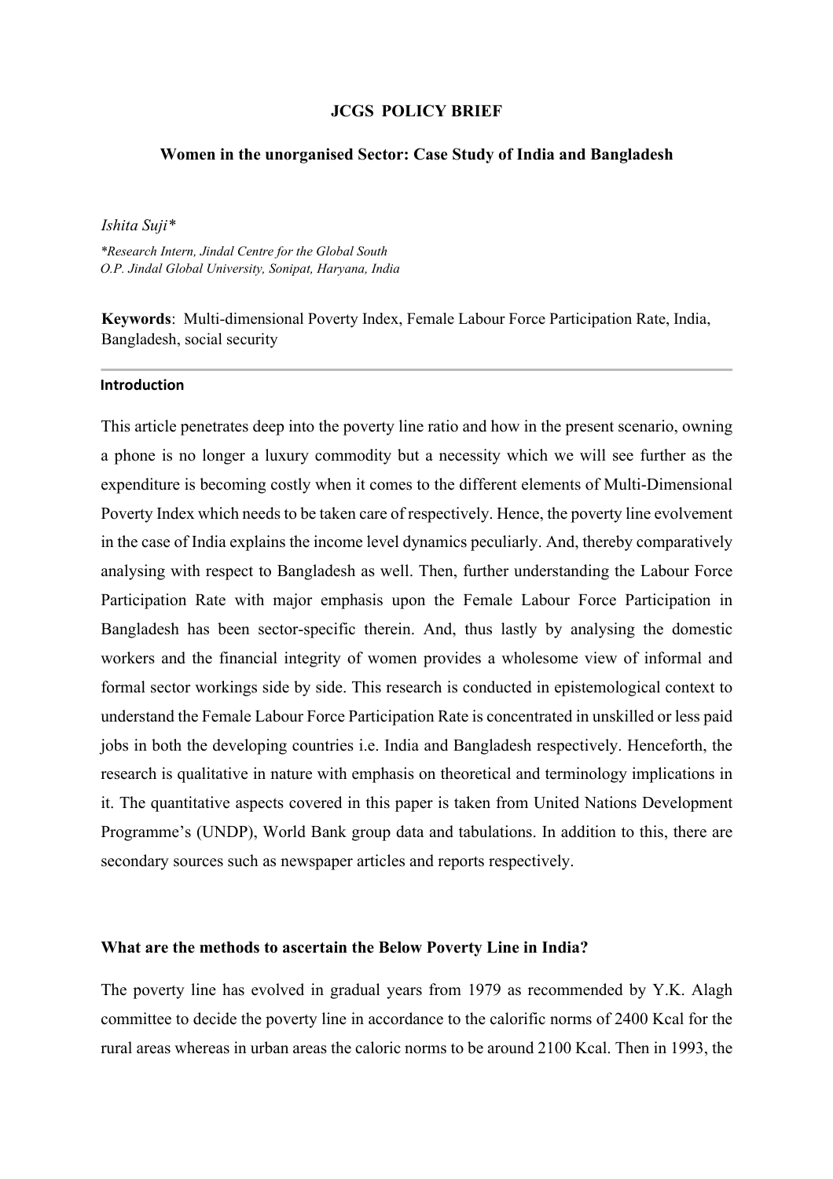**JCGS POLICY BRIEF**

# Women in the unorganised Sector: Case Study of India and Bangladesh

*Ishita Suji**

*\*Research Intern, Jindal Centre for the Global South*
*O.P. Jindal Global University, Sonipat, Haryana, India*

**Keywords**: Multi-dimensional Poverty Index, Female Labour Force Participation Rate, India, Bangladesh, social security

---

## Introduction

This article penetrates deep into the poverty line ratio and how in the present scenario, owning a phone is no longer a luxury commodity but a necessity which we will see further as the expenditure is becoming costly when it comes to the different elements of Multi-Dimensional Poverty Index which needs to be taken care of respectively. Hence, the poverty line evolvement in the case of India explains the income level dynamics peculiarly. And, thereby comparatively analysing with respect to Bangladesh as well. Then, further understanding the Labour Force Participation Rate with major emphasis upon the Female Labour Force Participation in Bangladesh has been sector-specific therein. And, thus lastly by analysing the domestic workers and the financial integrity of women provides a wholesome view of informal and formal sector workings side by side. This research is conducted in epistemological context to understand the Female Labour Force Participation Rate is concentrated in unskilled or less paid jobs in both the developing countries i.e. India and Bangladesh respectively. Henceforth, the research is qualitative in nature with emphasis on theoretical and terminology implications in it. The quantitative aspects covered in this paper is taken from United Nations Development Programme's (UNDP), World Bank group data and tabulations. In addition to this, there are secondary sources such as newspaper articles and reports respectively.

## What are the methods to ascertain the Below Poverty Line in India?

The poverty line has evolved in gradual years from 1979 as recommended by Y.K. Alagh committee to decide the poverty line in accordance to the calorific norms of 2400 Kcal for the rural areas whereas in urban areas the caloric norms to be around 2100 Kcal. Then in 1993, the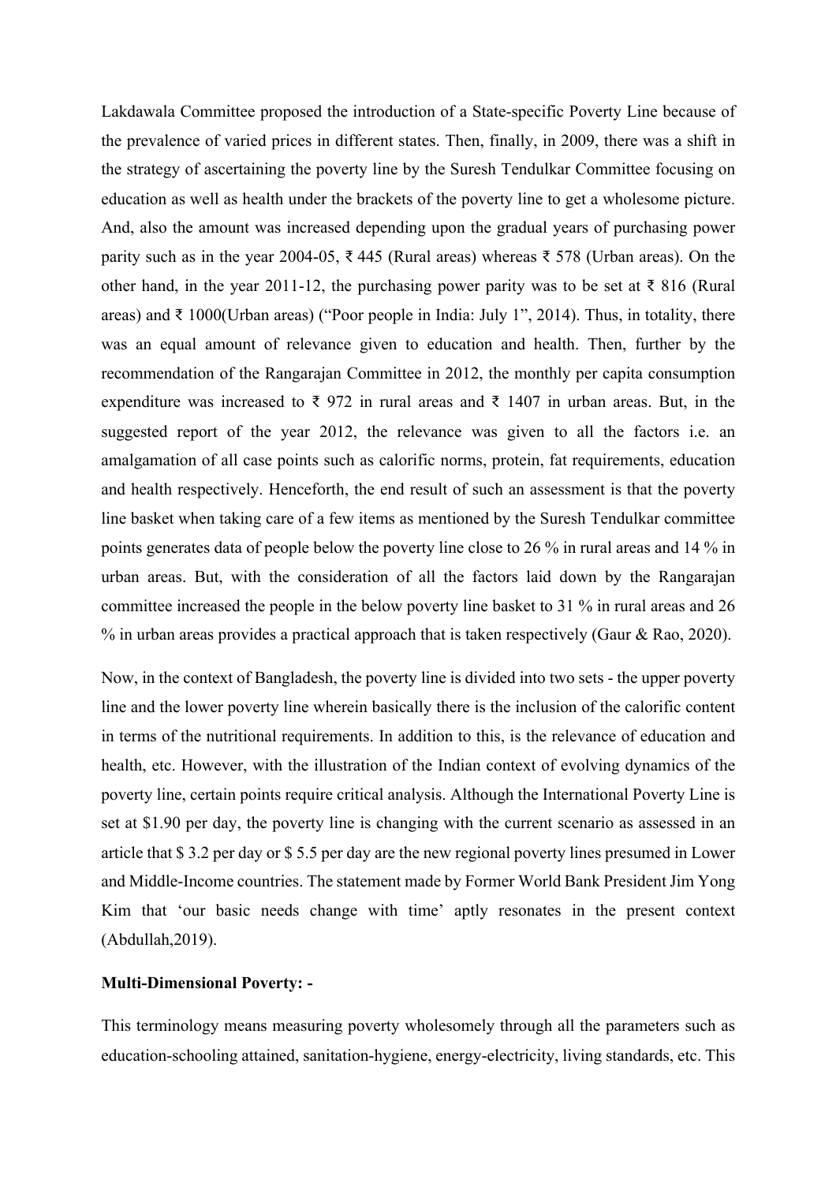Lakdawala Committee proposed the introduction of a State-specific Poverty Line because of the prevalence of varied prices in different states. Then, finally, in 2009, there was a shift in the strategy of ascertaining the poverty line by the Suresh Tendulkar Committee focusing on education as well as health under the brackets of the poverty line to get a wholesome picture. And, also the amount was increased depending upon the gradual years of purchasing power parity such as in the year 2004-05, ₹ 445 (Rural areas) whereas ₹ 578 (Urban areas). On the other hand, in the year 2011-12, the purchasing power parity was to be set at ₹ 816 (Rural areas) and ₹ 1000(Urban areas) ("Poor people in India: July 1", 2014). Thus, in totality, there was an equal amount of relevance given to education and health. Then, further by the recommendation of the Rangarajan Committee in 2012, the monthly per capita consumption expenditure was increased to ₹ 972 in rural areas and ₹ 1407 in urban areas. But, in the suggested report of the year 2012, the relevance was given to all the factors i.e. an amalgamation of all case points such as calorific norms, protein, fat requirements, education and health respectively. Henceforth, the end result of such an assessment is that the poverty line basket when taking care of a few items as mentioned by the Suresh Tendulkar committee points generates data of people below the poverty line close to 26 % in rural areas and 14 % in urban areas. But, with the consideration of all the factors laid down by the Rangarajan committee increased the people in the below poverty line basket to 31 % in rural areas and 26 % in urban areas provides a practical approach that is taken respectively (Gaur & Rao, 2020).

Now, in the context of Bangladesh, the poverty line is divided into two sets - the upper poverty line and the lower poverty line wherein basically there is the inclusion of the calorific content in terms of the nutritional requirements. In addition to this, is the relevance of education and health, etc. However, with the illustration of the Indian context of evolving dynamics of the poverty line, certain points require critical analysis. Although the International Poverty Line is set at $1.90 per day, the poverty line is changing with the current scenario as assessed in an article that $ 3.2 per day or $ 5.5 per day are the new regional poverty lines presumed in Lower and Middle-Income countries. The statement made by Former World Bank President Jim Yong Kim that 'our basic needs change with time' aptly resonates in the present context (Abdullah,2019).

**Multi-Dimensional Poverty: -**

This terminology means measuring poverty wholesomely through all the parameters such as education-schooling attained, sanitation-hygiene, energy-electricity, living standards, etc. This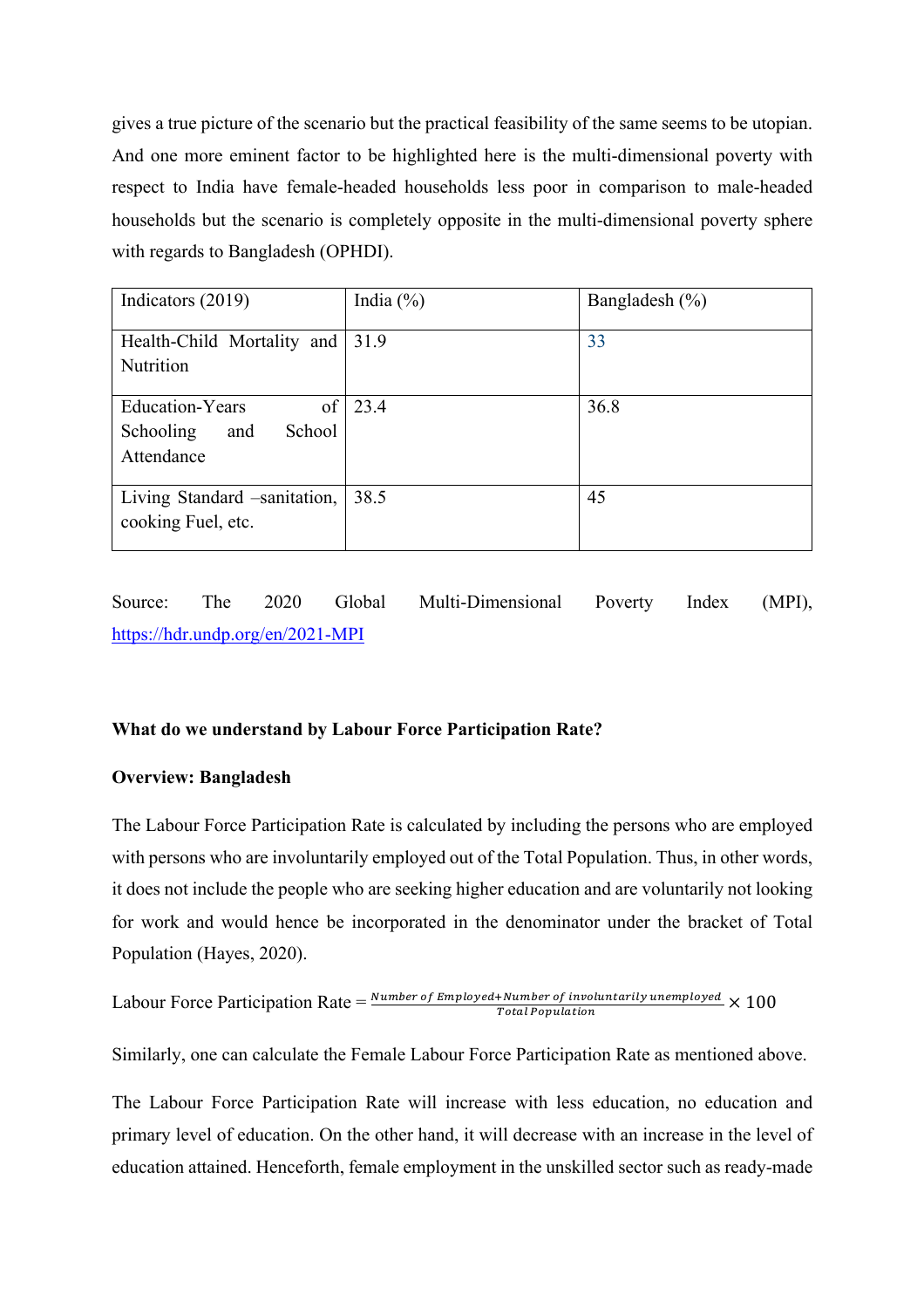gives a true picture of the scenario but the practical feasibility of the same seems to be utopian. And one more eminent factor to be highlighted here is the multi-dimensional poverty with respect to India have female-headed households less poor in comparison to male-headed households but the scenario is completely opposite in the multi-dimensional poverty sphere with regards to Bangladesh (OPHDI).

| Indicators (2019) | India (%) | Bangladesh (%) |
| --- | --- | --- |
| Health-Child Mortality and Nutrition | 31.9 | 33 |
| Education-Years of Schooling and School Attendance | 23.4 | 36.8 |
| Living Standard –sanitation, cooking Fuel, etc. | 38.5 | 45 |

Source: The 2020 Global Multi-Dimensional Poverty Index (MPI), https://hdr.undp.org/en/2021-MPI

**What do we understand by Labour Force Participation Rate?**

**Overview: Bangladesh**

The Labour Force Participation Rate is calculated by including the persons who are employed with persons who are involuntarily employed out of the Total Population. Thus, in other words, it does not include the people who are seeking higher education and are voluntarily not looking for work and would hence be incorporated in the denominator under the bracket of Total Population (Hayes, 2020).

$$\text{Labour Force Participation Rate} = \frac{\text{Number of Employed} + \text{Number of involuntarily unemployed}}{\text{Total Population}} \times 100$$

Similarly, one can calculate the Female Labour Force Participation Rate as mentioned above.

The Labour Force Participation Rate will increase with less education, no education and primary level of education. On the other hand, it will decrease with an increase in the level of education attained. Henceforth, female employment in the unskilled sector such as ready-made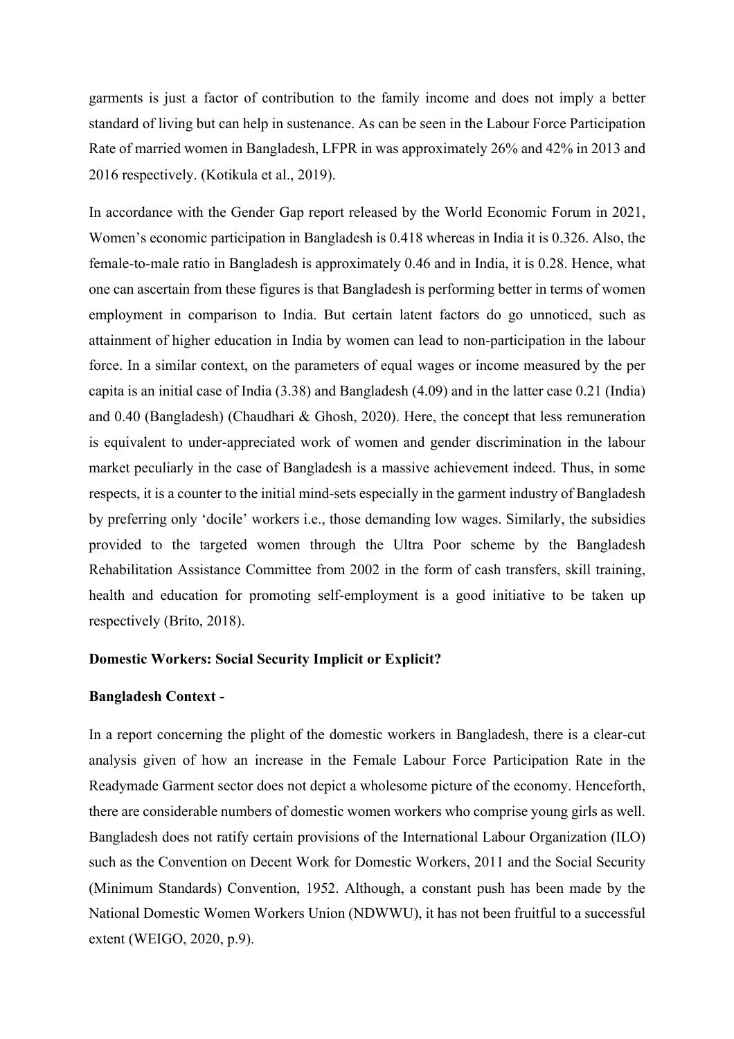garments is just a factor of contribution to the family income and does not imply a better standard of living but can help in sustenance. As can be seen in the Labour Force Participation Rate of married women in Bangladesh, LFPR in was approximately 26% and 42% in 2013 and 2016 respectively. (Kotikula et al., 2019).

In accordance with the Gender Gap report released by the World Economic Forum in 2021, Women's economic participation in Bangladesh is 0.418 whereas in India it is 0.326. Also, the female-to-male ratio in Bangladesh is approximately 0.46 and in India, it is 0.28. Hence, what one can ascertain from these figures is that Bangladesh is performing better in terms of women employment in comparison to India. But certain latent factors do go unnoticed, such as attainment of higher education in India by women can lead to non-participation in the labour force. In a similar context, on the parameters of equal wages or income measured by the per capita is an initial case of India (3.38) and Bangladesh (4.09) and in the latter case 0.21 (India) and 0.40 (Bangladesh) (Chaudhari & Ghosh, 2020). Here, the concept that less remuneration is equivalent to under-appreciated work of women and gender discrimination in the labour market peculiarly in the case of Bangladesh is a massive achievement indeed. Thus, in some respects, it is a counter to the initial mind-sets especially in the garment industry of Bangladesh by preferring only 'docile' workers i.e., those demanding low wages. Similarly, the subsidies provided to the targeted women through the Ultra Poor scheme by the Bangladesh Rehabilitation Assistance Committee from 2002 in the form of cash transfers, skill training, health and education for promoting self-employment is a good initiative to be taken up respectively (Brito, 2018).

**Domestic Workers: Social Security Implicit or Explicit?**

**Bangladesh Context -**

In a report concerning the plight of the domestic workers in Bangladesh, there is a clear-cut analysis given of how an increase in the Female Labour Force Participation Rate in the Readymade Garment sector does not depict a wholesome picture of the economy. Henceforth, there are considerable numbers of domestic women workers who comprise young girls as well. Bangladesh does not ratify certain provisions of the International Labour Organization (ILO) such as the Convention on Decent Work for Domestic Workers, 2011 and the Social Security (Minimum Standards) Convention, 1952. Although, a constant push has been made by the National Domestic Women Workers Union (NDWWU), it has not been fruitful to a successful extent (WEIGO, 2020, p.9).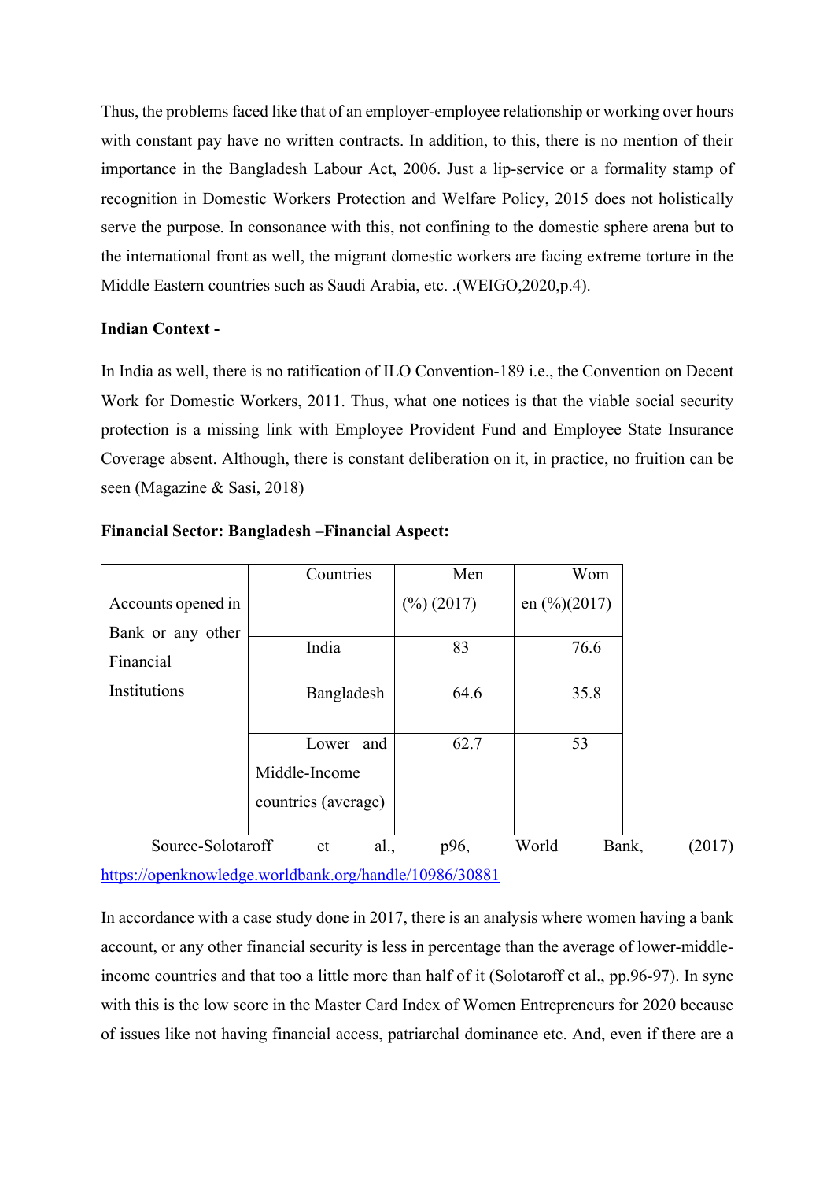Thus, the problems faced like that of an employer-employee relationship or working over hours with constant pay have no written contracts. In addition, to this, there is no mention of their importance in the Bangladesh Labour Act, 2006. Just a lip-service or a formality stamp of recognition in Domestic Workers Protection and Welfare Policy, 2015 does not holistically serve the purpose. In consonance with this, not confining to the domestic sphere arena but to the international front as well, the migrant domestic workers are facing extreme torture in the Middle Eastern countries such as Saudi Arabia, etc. .(WEIGO,2020,p.4).

**Indian Context -**

In India as well, there is no ratification of ILO Convention-189 i.e., the Convention on Decent Work for Domestic Workers, 2011. Thus, what one notices is that the viable social security protection is a missing link with Employee Provident Fund and Employee State Insurance Coverage absent. Although, there is constant deliberation on it, in practice, no fruition can be seen (Magazine & Sasi, 2018)

**Financial Sector: Bangladesh –Financial Aspect:**

| | Countries | Men (%) (2017) | Women (%)(2017) |
|---|---|---|---|
| Accounts opened in Bank or any other Financial Institutions | India | 83 | 76.6 |
| | Bangladesh | 64.6 | 35.8 |
| | Lower and Middle-Income countries (average) | 62.7 | 53 |

Source-Solotaroff et al., p96, World Bank, (2017) https://openknowledge.worldbank.org/handle/10986/30881

In accordance with a case study done in 2017, there is an analysis where women having a bank account, or any other financial security is less in percentage than the average of lower-middle-income countries and that too a little more than half of it (Solotaroff et al., pp.96-97). In sync with this is the low score in the Master Card Index of Women Entrepreneurs for 2020 because of issues like not having financial access, patriarchal dominance etc. And, even if there are a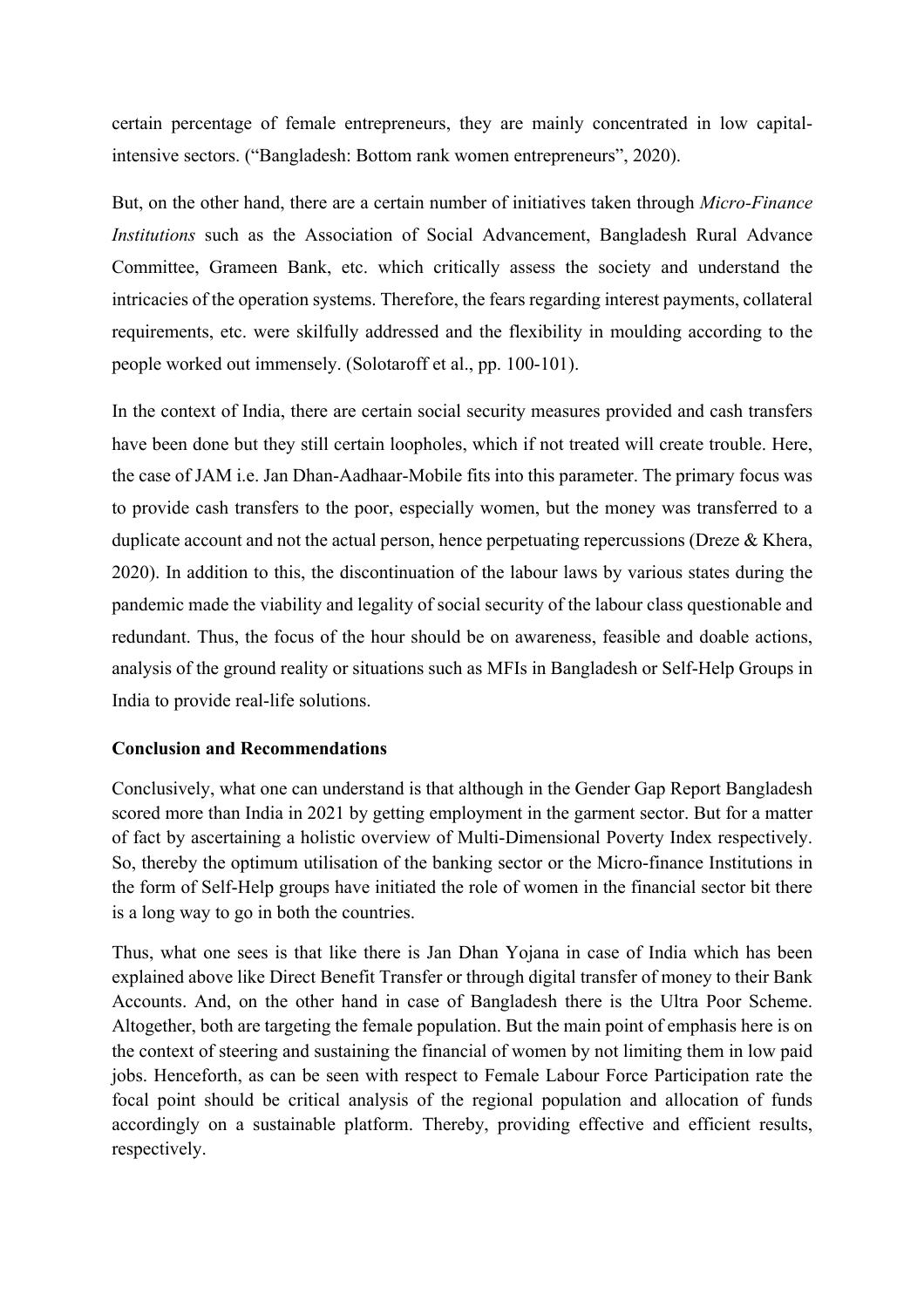certain percentage of female entrepreneurs, they are mainly concentrated in low capital-intensive sectors. ("Bangladesh: Bottom rank women entrepreneurs", 2020).

But, on the other hand, there are a certain number of initiatives taken through *Micro-Finance Institutions* such as the Association of Social Advancement, Bangladesh Rural Advance Committee, Grameen Bank, etc. which critically assess the society and understand the intricacies of the operation systems. Therefore, the fears regarding interest payments, collateral requirements, etc. were skilfully addressed and the flexibility in moulding according to the people worked out immensely. (Solotaroff et al., pp. 100-101).

In the context of India, there are certain social security measures provided and cash transfers have been done but they still certain loopholes, which if not treated will create trouble. Here, the case of JAM i.e. Jan Dhan-Aadhaar-Mobile fits into this parameter. The primary focus was to provide cash transfers to the poor, especially women, but the money was transferred to a duplicate account and not the actual person, hence perpetuating repercussions (Dreze & Khera, 2020). In addition to this, the discontinuation of the labour laws by various states during the pandemic made the viability and legality of social security of the labour class questionable and redundant. Thus, the focus of the hour should be on awareness, feasible and doable actions, analysis of the ground reality or situations such as MFIs in Bangladesh or Self-Help Groups in India to provide real-life solutions.

**Conclusion and Recommendations**

Conclusively, what one can understand is that although in the Gender Gap Report Bangladesh scored more than India in 2021 by getting employment in the garment sector. But for a matter of fact by ascertaining a holistic overview of Multi-Dimensional Poverty Index respectively. So, thereby the optimum utilisation of the banking sector or the Micro-finance Institutions in the form of Self-Help groups have initiated the role of women in the financial sector bit there is a long way to go in both the countries.

Thus, what one sees is that like there is Jan Dhan Yojana in case of India which has been explained above like Direct Benefit Transfer or through digital transfer of money to their Bank Accounts. And, on the other hand in case of Bangladesh there is the Ultra Poor Scheme. Altogether, both are targeting the female population. But the main point of emphasis here is on the context of steering and sustaining the financial of women by not limiting them in low paid jobs. Henceforth, as can be seen with respect to Female Labour Force Participation rate the focal point should be critical analysis of the regional population and allocation of funds accordingly on a sustainable platform. Thereby, providing effective and efficient results, respectively.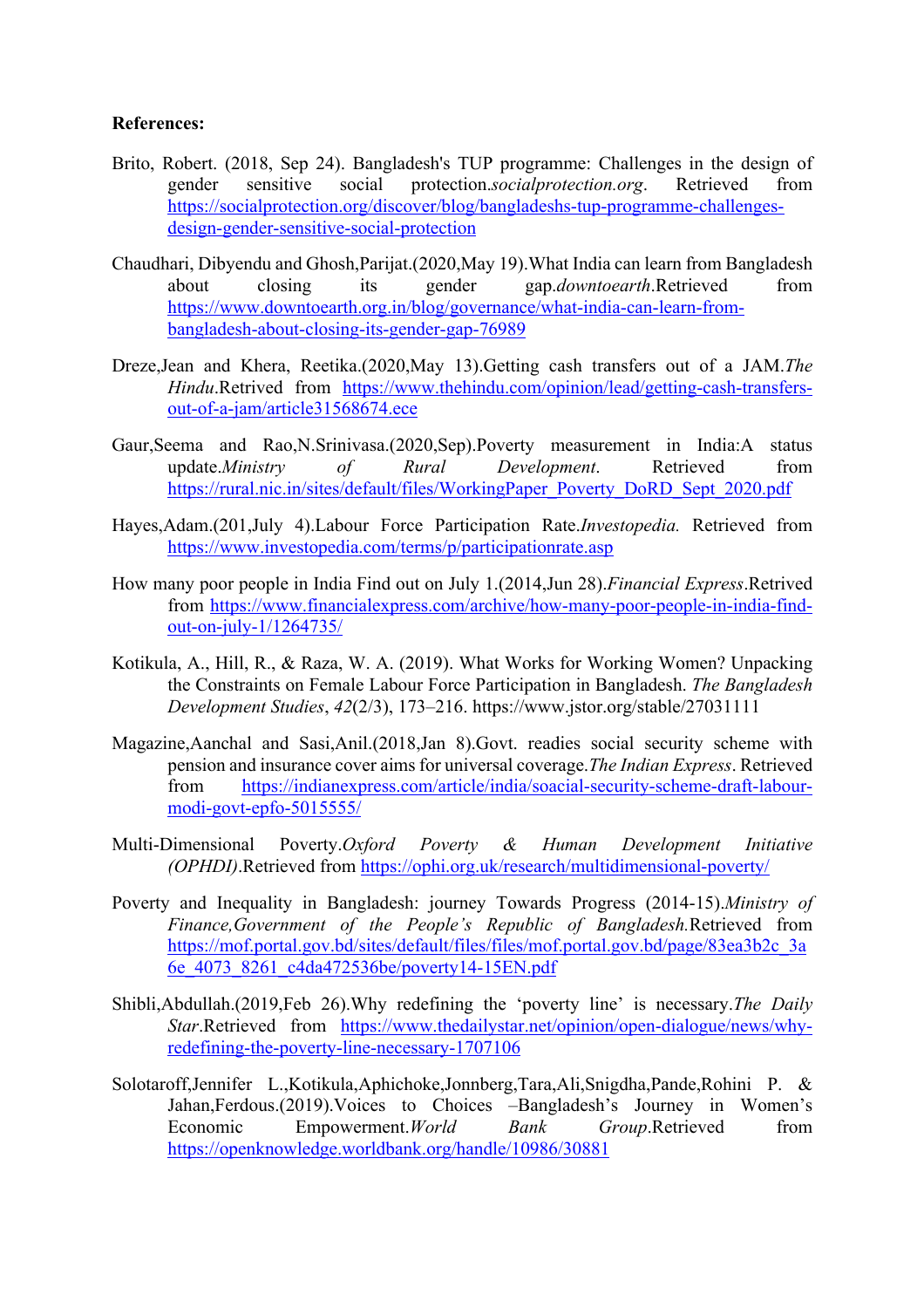**References:**

Brito, Robert. (2018, Sep 24). Bangladesh's TUP programme: Challenges in the design of gender sensitive social protection.*socialprotection.org*. Retrieved from https://socialprotection.org/discover/blog/bangladeshs-tup-programme-challenges-design-gender-sensitive-social-protection

Chaudhari, Dibyendu and Ghosh,Parijat.(2020,May 19).What India can learn from Bangladesh about closing its gender gap.*downtoearth*.Retrieved from https://www.downtoearth.org.in/blog/governance/what-india-can-learn-from-bangladesh-about-closing-its-gender-gap-76989

Dreze,Jean and Khera, Reetika.(2020,May 13).Getting cash transfers out of a JAM.*The Hindu*.Retrived from https://www.thehindu.com/opinion/lead/getting-cash-transfers-out-of-a-jam/article31568674.ece

Gaur,Seema and Rao,N.Srinivasa.(2020,Sep).Poverty measurement in India:A status update.*Ministry of Rural Development*. Retrieved from https://rural.nic.in/sites/default/files/WorkingPaper_Poverty_DoRD_Sept_2020.pdf

Hayes,Adam.(201,July 4).Labour Force Participation Rate.*Investopedia.* Retrieved from https://www.investopedia.com/terms/p/participationrate.asp

How many poor people in India Find out on July 1.(2014,Jun 28).*Financial Express*.Retrived from https://www.financialexpress.com/archive/how-many-poor-people-in-india-find-out-on-july-1/1264735/

Kotikula, A., Hill, R., & Raza, W. A. (2019). What Works for Working Women? Unpacking the Constraints on Female Labour Force Participation in Bangladesh. *The Bangladesh Development Studies*, *42*(2/3), 173–216. https://www.jstor.org/stable/27031111

Magazine,Aanchal and Sasi,Anil.(2018,Jan 8).Govt. readies social security scheme with pension and insurance cover aims for universal coverage.*The Indian Express*. Retrieved from https://indianexpress.com/article/india/soacial-security-scheme-draft-labour-modi-govt-epfo-5015555/

Multi-Dimensional Poverty.*Oxford Poverty & Human Development Initiative (OPHDI)*.Retrieved from https://ophi.org.uk/research/multidimensional-poverty/

Poverty and Inequality in Bangladesh: journey Towards Progress (2014-15).*Ministry of Finance,Government of the People's Republic of Bangladesh.*Retrieved from https://mof.portal.gov.bd/sites/default/files/files/mof.portal.gov.bd/page/83ea3b2c_3a6e_4073_8261_c4da472536be/poverty14-15EN.pdf

Shibli,Abdullah.(2019,Feb 26).Why redefining the 'poverty line' is necessary.*The Daily Star*.Retrieved from https://www.thedailystar.net/opinion/open-dialogue/news/why-redefining-the-poverty-line-necessary-1707106

Solotaroff,Jennifer L.,Kotikula,Aphichoke,Jonnberg,Tara,Ali,Snigdha,Pande,Rohini P. & Jahan,Ferdous.(2019).Voices to Choices –Bangladesh's Journey in Women's Economic Empowerment.*World Bank Group*.Retrieved from https://openknowledge.worldbank.org/handle/10986/30881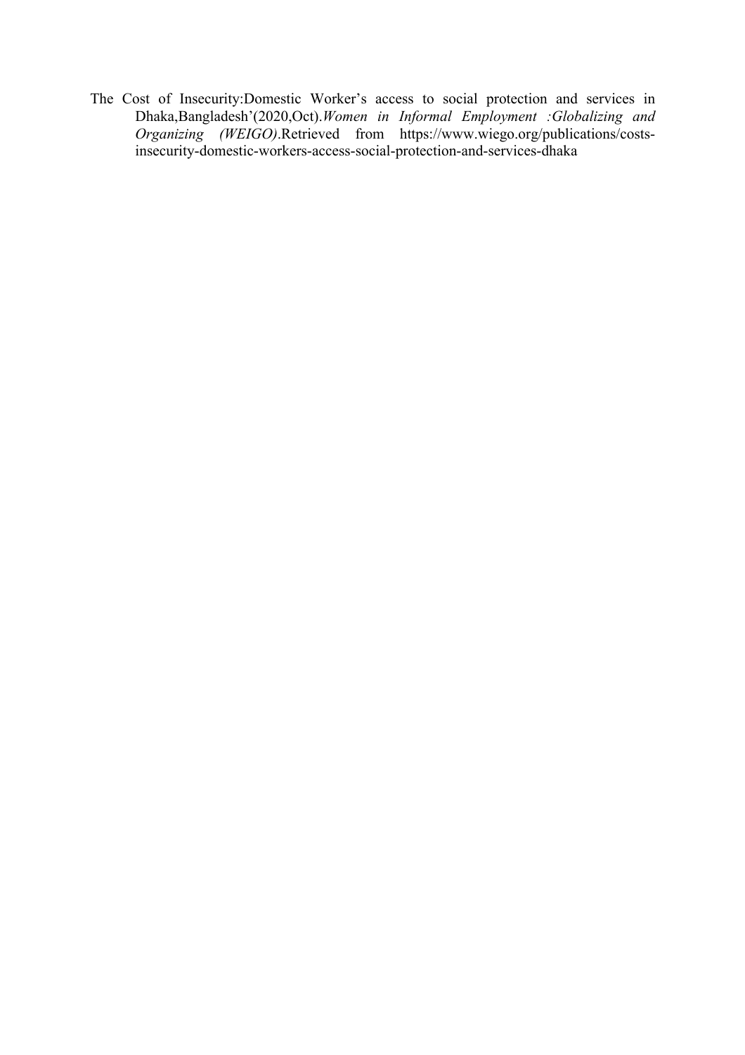The Cost of Insecurity:Domestic Worker's access to social protection and services in Dhaka,Bangladesh'(2020,Oct).*Women in Informal Employment :Globalizing and Organizing (WEIGO)*.Retrieved from https://www.wiego.org/publications/costs-insecurity-domestic-workers-access-social-protection-and-services-dhaka